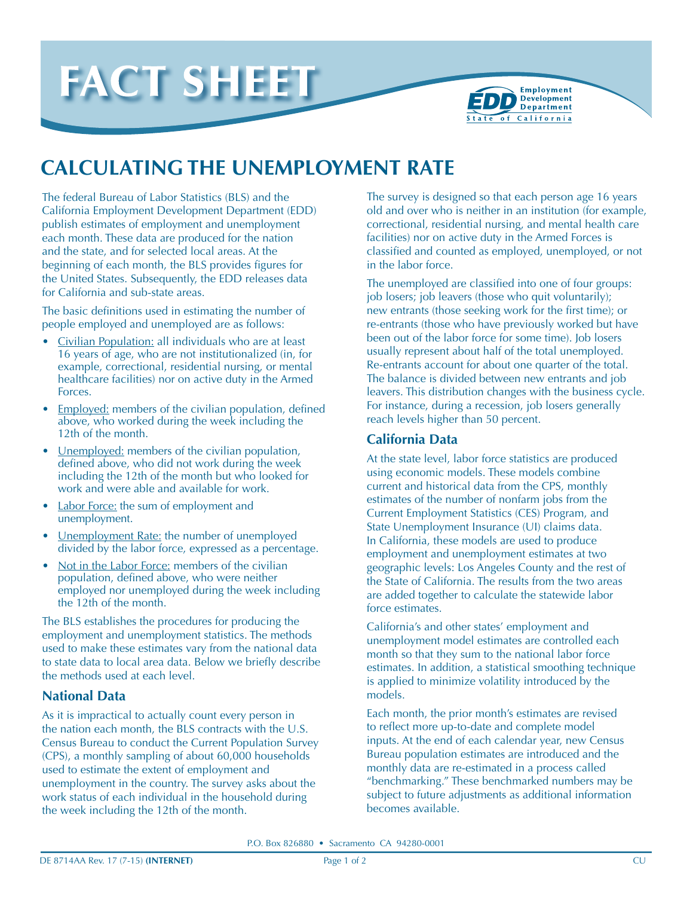# FACT SHEET

# CALCULATING THE UNEMPLOYMENT RATE

The federal Bureau of Labor Statistics (BLS) and the California Employment Development Department (EDD) publish estimates of employment and unemployment each month. These data are produced for the nation and the state, and for selected local areas. At the beginning of each month, the BLS provides figures for the United States. Subsequently, the EDD releases data for California and sub-state areas.

The basic definitions used in estimating the number of people employed and unemployed are as follows:

- Civilian Population: all individuals who are at least 16 years of age, who are not institutionalized (in, for example, correctional, residential nursing, or mental healthcare facilities) nor on active duty in the Armed Forces.
- Employed: members of the civilian population, defined above, who worked during the week including the 12th of the month.
- Unemployed: members of the civilian population, defined above, who did not work during the week including the 12th of the month but who looked for work and were able and available for work.
- Labor Force: the sum of employment and unemployment.
- Unemployment Rate: the number of unemployed divided by the labor force, expressed as a percentage.
- Not in the Labor Force: members of the civilian population, defined above, who were neither employed nor unemployed during the week including the 12th of the month.

The BLS establishes the procedures for producing the employment and unemployment statistics. The methods used to make these estimates vary from the national data to state data to local area data. Below we briefly describe the methods used at each level.

## National Data

As it is impractical to actually count every person in the nation each month, the BLS contracts with the U.S. Census Bureau to conduct the Current Population Survey (CPS), a monthly sampling of about 60,000 households used to estimate the extent of employment and unemployment in the country. The survey asks about the work status of each individual in the household during the week including the 12th of the month.

The survey is designed so that each person age 16 years old and over who is neither in an institution (for example, correctional, residential nursing, and mental health care facilities) nor on active duty in the Armed Forces is classified and counted as employed, unemployed, or not in the labor force.

The unemployed are classified into one of four groups: job losers; job leavers (those who quit voluntarily); new entrants (those seeking work for the first time); or re-entrants (those who have previously worked but have been out of the labor force for some time). Job losers usually represent about half of the total unemployed. Re-entrants account for about one quarter of the total. The balance is divided between new entrants and job leavers. This distribution changes with the business cycle. For instance, during a recession, job losers generally reach levels higher than 50 percent.

## California Data

At the state level, labor force statistics are produced using economic models. These models combine current and historical data from the CPS, monthly estimates of the number of nonfarm jobs from the Current Employment Statistics (CES) Program, and State Unemployment Insurance (UI) claims data. In California, these models are used to produce employment and unemployment estimates at two geographic levels: Los Angeles County and the rest of the State of California. The results from the two areas are added together to calculate the statewide labor force estimates.

California's and other states' employment and unemployment model estimates are controlled each month so that they sum to the national labor force estimates. In addition, a statistical smoothing technique is applied to minimize volatility introduced by the models.

Each month, the prior month's estimates are revised to reflect more up-to-date and complete model inputs. At the end of each calendar year, new Census Bureau population estimates are introduced and the monthly data are re-estimated in a process called "benchmarking." These benchmarked numbers may be subject to future adjustments as additional information becomes available.

P.O. Box 826880 • Sacramento CA 94280-0001

DE 8714AA Rev. 17 (7-15) **(INTERNET)**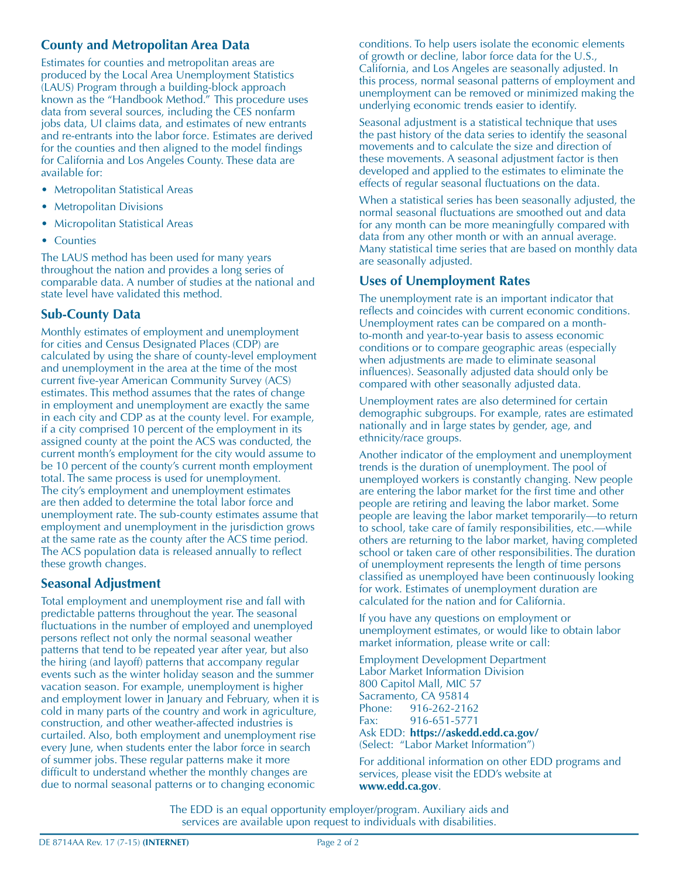## County and Metropolitan Area Data

Estimates for counties and metropolitan areas are produced by the Local Area Unemployment Statistics (LAUS) Program through a building-block approach known as the "Handbook Method." This procedure uses data from several sources, including the CES nonfarm jobs data, UI claims data, and estimates of new entrants and re-entrants into the labor force. Estimates are derived for the counties and then aligned to the model findings for California and Los Angeles County. These data are available for:

- Metropolitan Statistical Areas
- Metropolitan Divisions
- Micropolitan Statistical Areas
- Counties

The LAUS method has been used for many years throughout the nation and provides a long series of comparable data. A number of studies at the national and state level have validated this method.

## Sub-County Data

Monthly estimates of employment and unemployment for cities and Census Designated Places (CDP) are calculated by using the share of county-level employment and unemployment in the area at the time of the most current five-year American Community Survey (ACS) estimates. This method assumes that the rates of change in employment and unemployment are exactly the same in each city and CDP as at the county level. For example, if a city comprised 10 percent of the employment in its assigned county at the point the ACS was conducted, the current month's employment for the city would assume to be 10 percent of the county's current month employment total. The same process is used for unemployment. The city's employment and unemployment estimates are then added to determine the total labor force and unemployment rate. The sub-county estimates assume that employment and unemployment in the jurisdiction grows at the same rate as the county after the ACS time period. The ACS population data is released annually to reflect these growth changes.

## Seasonal Adjustment

Total employment and unemployment rise and fall with predictable patterns throughout the year. The seasonal fluctuations in the number of employed and unemployed persons reflect not only the normal seasonal weather patterns that tend to be repeated year after year, but also the hiring (and layoff) patterns that accompany regular events such as the winter holiday season and the summer vacation season. For example, unemployment is higher and employment lower in January and February, when it is cold in many parts of the country and work in agriculture, construction, and other weather-affected industries is curtailed. Also, both employment and unemployment rise every June, when students enter the labor force in search of summer jobs. These regular patterns make it more difficult to understand whether the monthly changes are due to normal seasonal patterns or to changing economic conditions. To help users isolate the economic elements of growth or decline, labor force data for the U.S., California, and Los Angeles are seasonally adjusted. In this process, normal seasonal patterns of employment and unemployment can be removed or minimized making the underlying economic trends easier to identify.

Seasonal adjustment is a statistical technique that uses the past history of the data series to identify the seasonal movements and to calculate the size and direction of these movements. A seasonal adjustment factor is then developed and applied to the estimates to eliminate the effects of regular seasonal fluctuations on the data.

When a statistical series has been seasonally adjusted, the normal seasonal fluctuations are smoothed out and data for any month can be more meaningfully compared with data from any other month or with an annual average. Many statistical time series that are based on monthly data are seasonally adjusted.

## Uses of Unemployment Rates

The unemployment rate is an important indicator that reflects and coincides with current economic conditions. Unemployment rates can be compared on a month-to-month and year-to-year basis to assess economic conditions or to compare geographic areas (especially when adjustments are made to eliminate seasonal influences). Seasonally adjusted data should only be compared with other seasonally adjusted data.

Unemployment rates are also determined for certain demographic subgroups. For example, rates are estimated nationally and in large states by gender, age, and ethnicity/race groups.

Another indicator of the employment and unemployment trends is the duration of unemployment. The pool of unemployed workers is constantly changing. New people are entering the labor market for the first time and other people are retiring and leaving the labor market. Some people are leaving the labor market temporarily—to return to school, take care of family responsibilities, etc.—while others are returning to the labor market, having completed school or taken care of other responsibilities. The duration of unemployment represents the length of time persons classified as unemployed have been continuously looking for work. Estimates of unemployment duration are calculated for the nation and for California.

If you have any questions on employment or unemployment estimates, or would like to obtain labor market information, please write or call:

Employment Development Department
Labor Market Information Division
800 Capitol Mall, MIC 57
Sacramento, CA 95814
Phone: 916-262-2162
Fax: 916-651-5771
Ask EDD: **https://askedd.edd.ca.gov/**
(Select: "Labor Market Information")

For additional information on other EDD programs and services, please visit the EDD's website at **www.edd.ca.gov**.

The EDD is an equal opportunity employer/program. Auxiliary aids and services are available upon request to individuals with disabilities.

DE 8714AA Rev. 17 (7-15) **(INTERNET)**